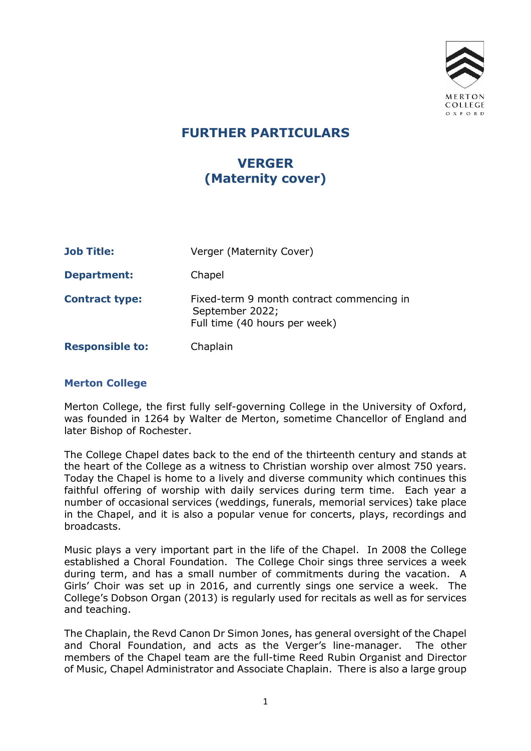# FURTHER PARTICULARS

## VERGER
## (Maternity cover)

| | |
|---|---|
| **Job Title:** | Verger (Maternity Cover) |
| **Department:** | Chapel |
| **Contract type:** | Fixed-term 9 month contract commencing in September 2022; Full time (40 hours per week) |
| **Responsible to:** | Chaplain |

### Merton College

Merton College, the first fully self-governing College in the University of Oxford, was founded in 1264 by Walter de Merton, sometime Chancellor of England and later Bishop of Rochester.

The College Chapel dates back to the end of the thirteenth century and stands at the heart of the College as a witness to Christian worship over almost 750 years. Today the Chapel is home to a lively and diverse community which continues this faithful offering of worship with daily services during term time. Each year a number of occasional services (weddings, funerals, memorial services) take place in the Chapel, and it is also a popular venue for concerts, plays, recordings and broadcasts.

Music plays a very important part in the life of the Chapel. In 2008 the College established a Choral Foundation. The College Choir sings three services a week during term, and has a small number of commitments during the vacation. A Girls' Choir was set up in 2016, and currently sings one service a week. The College's Dobson Organ (2013) is regularly used for recitals as well as for services and teaching.

The Chaplain, the Revd Canon Dr Simon Jones, has general oversight of the Chapel and Choral Foundation, and acts as the Verger's line-manager. The other members of the Chapel team are the full-time Reed Rubin Organist and Director of Music, Chapel Administrator and Associate Chaplain. There is also a large group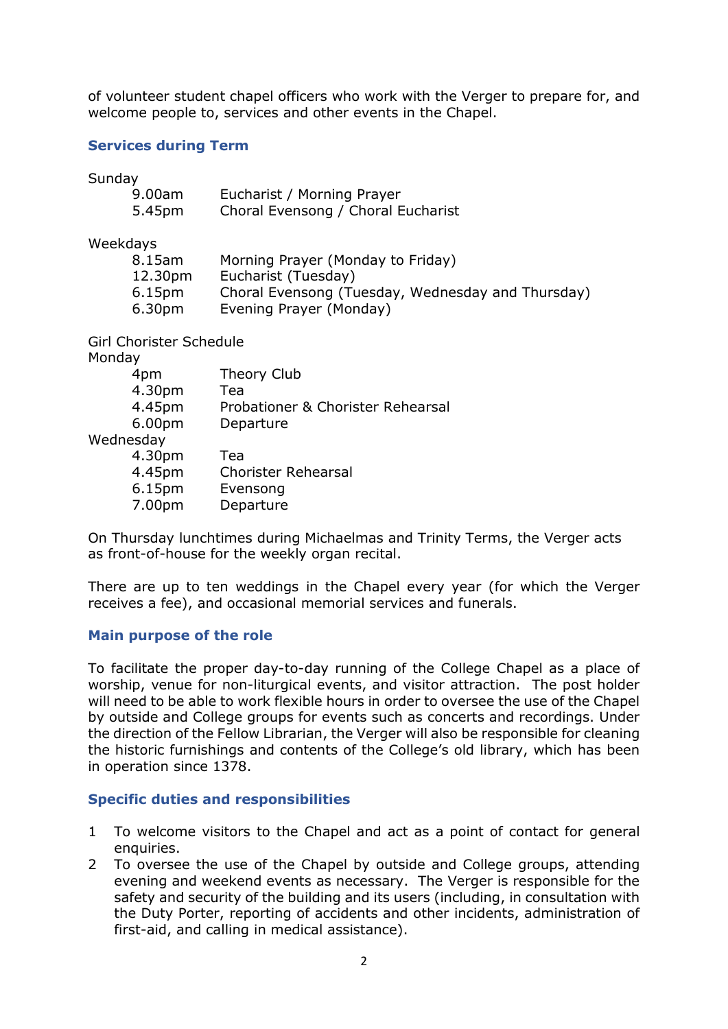of volunteer student chapel officers who work with the Verger to prepare for, and welcome people to, services and other events in the Chapel.

### Services during Term

Sunday

| | |
|---|---|
| 9.00am | Eucharist / Morning Prayer |
| 5.45pm | Choral Evensong / Choral Eucharist |

Weekdays

| | |
|---|---|
| 8.15am | Morning Prayer (Monday to Friday) |
| 12.30pm | Eucharist (Tuesday) |
| 6.15pm | Choral Evensong (Tuesday, Wednesday and Thursday) |
| 6.30pm | Evening Prayer (Monday) |

Girl Chorister Schedule

Monday

| | |
|---|---|
| 4pm | Theory Club |
| 4.30pm | Tea |
| 4.45pm | Probationer & Chorister Rehearsal |
| 6.00pm | Departure |

Wednesday

| | |
|---|---|
| 4.30pm | Tea |
| 4.45pm | Chorister Rehearsal |
| 6.15pm | Evensong |
| 7.00pm | Departure |

On Thursday lunchtimes during Michaelmas and Trinity Terms, the Verger acts as front-of-house for the weekly organ recital.

There are up to ten weddings in the Chapel every year (for which the Verger receives a fee), and occasional memorial services and funerals.

### Main purpose of the role

To facilitate the proper day-to-day running of the College Chapel as a place of worship, venue for non-liturgical events, and visitor attraction. The post holder will need to be able to work flexible hours in order to oversee the use of the Chapel by outside and College groups for events such as concerts and recordings. Under the direction of the Fellow Librarian, the Verger will also be responsible for cleaning the historic furnishings and contents of the College's old library, which has been in operation since 1378.

### Specific duties and responsibilities

1. To welcome visitors to the Chapel and act as a point of contact for general enquiries.
2. To oversee the use of the Chapel by outside and College groups, attending evening and weekend events as necessary. The Verger is responsible for the safety and security of the building and its users (including, in consultation with the Duty Porter, reporting of accidents and other incidents, administration of first-aid, and calling in medical assistance).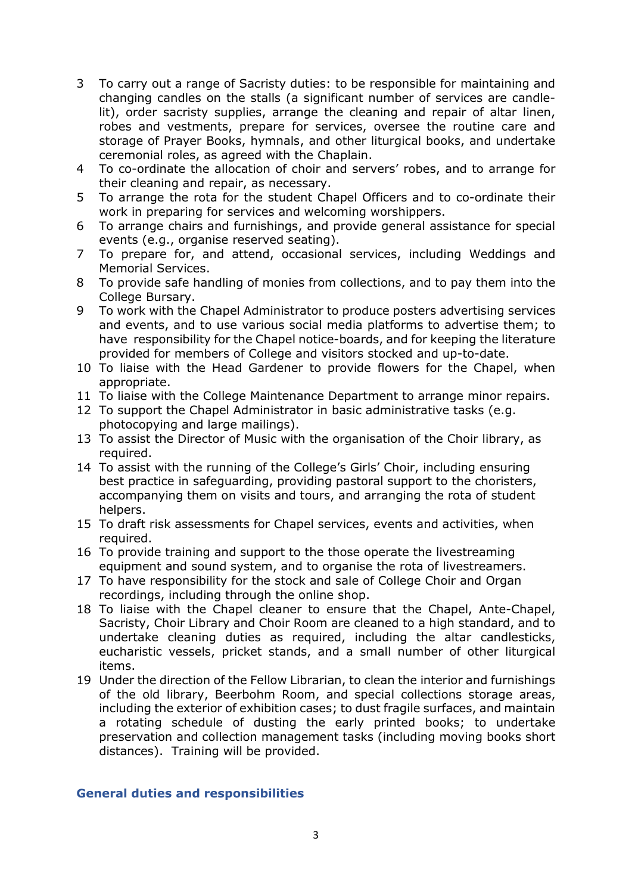3. To carry out a range of Sacristy duties: to be responsible for maintaining and changing candles on the stalls (a significant number of services are candle-lit), order sacristy supplies, arrange the cleaning and repair of altar linen, robes and vestments, prepare for services, oversee the routine care and storage of Prayer Books, hymnals, and other liturgical books, and undertake ceremonial roles, as agreed with the Chaplain.
4. To co-ordinate the allocation of choir and servers' robes, and to arrange for their cleaning and repair, as necessary.
5. To arrange the rota for the student Chapel Officers and to co-ordinate their work in preparing for services and welcoming worshippers.
6. To arrange chairs and furnishings, and provide general assistance for special events (e.g., organise reserved seating).
7. To prepare for, and attend, occasional services, including Weddings and Memorial Services.
8. To provide safe handling of monies from collections, and to pay them into the College Bursary.
9. To work with the Chapel Administrator to produce posters advertising services and events, and to use various social media platforms to advertise them; to have responsibility for the Chapel notice-boards, and for keeping the literature provided for members of College and visitors stocked and up-to-date.
10. To liaise with the Head Gardener to provide flowers for the Chapel, when appropriate.
11. To liaise with the College Maintenance Department to arrange minor repairs.
12. To support the Chapel Administrator in basic administrative tasks (e.g. photocopying and large mailings).
13. To assist the Director of Music with the organisation of the Choir library, as required.
14. To assist with the running of the College's Girls' Choir, including ensuring best practice in safeguarding, providing pastoral support to the choristers, accompanying them on visits and tours, and arranging the rota of student helpers.
15. To draft risk assessments for Chapel services, events and activities, when required.
16. To provide training and support to the those operate the livestreaming equipment and sound system, and to organise the rota of livestreamers.
17. To have responsibility for the stock and sale of College Choir and Organ recordings, including through the online shop.
18. To liaise with the Chapel cleaner to ensure that the Chapel, Ante-Chapel, Sacristy, Choir Library and Choir Room are cleaned to a high standard, and to undertake cleaning duties as required, including the altar candlesticks, eucharistic vessels, pricket stands, and a small number of other liturgical items.
19. Under the direction of the Fellow Librarian, to clean the interior and furnishings of the old library, Beerbohm Room, and special collections storage areas, including the exterior of exhibition cases; to dust fragile surfaces, and maintain a rotating schedule of dusting the early printed books; to undertake preservation and collection management tasks (including moving books short distances). Training will be provided.

## General duties and responsibilities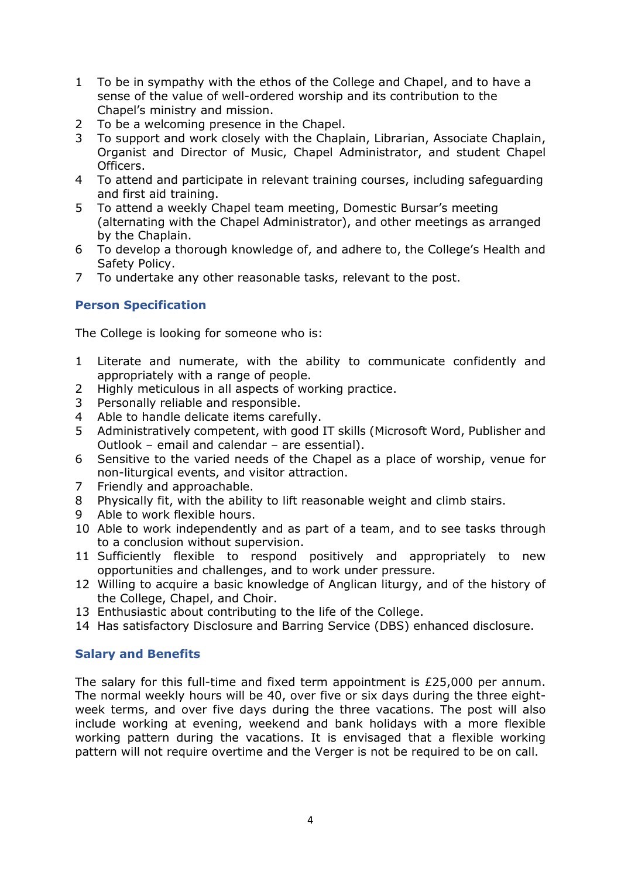1. To be in sympathy with the ethos of the College and Chapel, and to have a sense of the value of well-ordered worship and its contribution to the Chapel's ministry and mission.
2. To be a welcoming presence in the Chapel.
3. To support and work closely with the Chaplain, Librarian, Associate Chaplain, Organist and Director of Music, Chapel Administrator, and student Chapel Officers.
4. To attend and participate in relevant training courses, including safeguarding and first aid training.
5. To attend a weekly Chapel team meeting, Domestic Bursar's meeting (alternating with the Chapel Administrator), and other meetings as arranged by the Chaplain.
6. To develop a thorough knowledge of, and adhere to, the College's Health and Safety Policy.
7. To undertake any other reasonable tasks, relevant to the post.

## Person Specification

The College is looking for someone who is:

1. Literate and numerate, with the ability to communicate confidently and appropriately with a range of people.
2. Highly meticulous in all aspects of working practice.
3. Personally reliable and responsible.
4. Able to handle delicate items carefully.
5. Administratively competent, with good IT skills (Microsoft Word, Publisher and Outlook – email and calendar – are essential).
6. Sensitive to the varied needs of the Chapel as a place of worship, venue for non-liturgical events, and visitor attraction.
7. Friendly and approachable.
8. Physically fit, with the ability to lift reasonable weight and climb stairs.
9. Able to work flexible hours.
10. Able to work independently and as part of a team, and to see tasks through to a conclusion without supervision.
11. Sufficiently flexible to respond positively and appropriately to new opportunities and challenges, and to work under pressure.
12. Willing to acquire a basic knowledge of Anglican liturgy, and of the history of the College, Chapel, and Choir.
13. Enthusiastic about contributing to the life of the College.
14. Has satisfactory Disclosure and Barring Service (DBS) enhanced disclosure.

## Salary and Benefits

The salary for this full-time and fixed term appointment is £25,000 per annum. The normal weekly hours will be 40, over five or six days during the three eight-week terms, and over five days during the three vacations. The post will also include working at evening, weekend and bank holidays with a more flexible working pattern during the vacations. It is envisaged that a flexible working pattern will not require overtime and the Verger is not be required to be on call.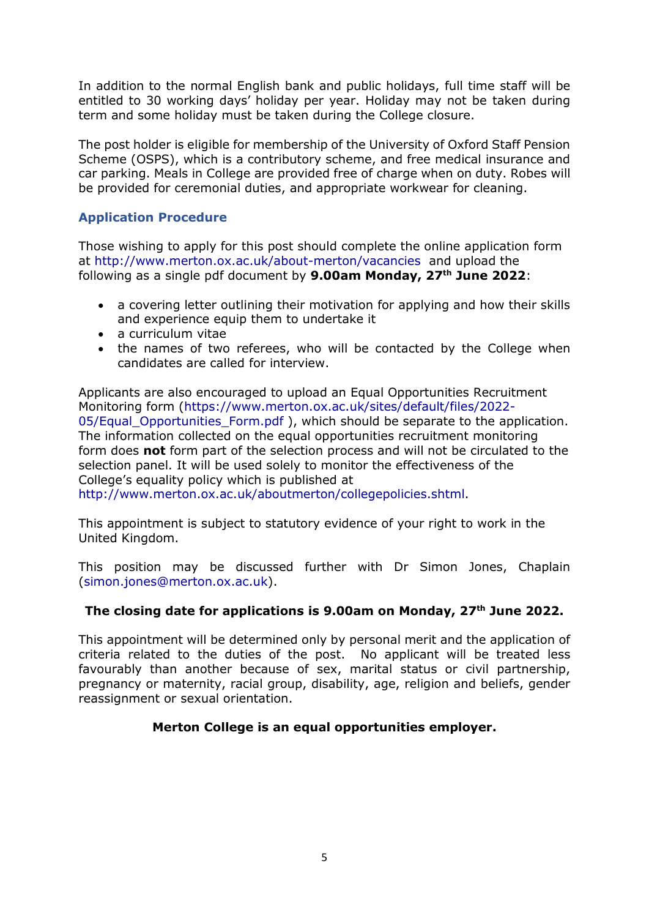In addition to the normal English bank and public holidays, full time staff will be entitled to 30 working days' holiday per year. Holiday may not be taken during term and some holiday must be taken during the College closure.

The post holder is eligible for membership of the University of Oxford Staff Pension Scheme (OSPS), which is a contributory scheme, and free medical insurance and car parking. Meals in College are provided free of charge when on duty. Robes will be provided for ceremonial duties, and appropriate workwear for cleaning.

### Application Procedure

Those wishing to apply for this post should complete the online application form at http://www.merton.ox.ac.uk/about-merton/vacancies and upload the following as a single pdf document by **9.00am Monday, 27th June 2022**:

- a covering letter outlining their motivation for applying and how their skills and experience equip them to undertake it
- a curriculum vitae
- the names of two referees, who will be contacted by the College when candidates are called for interview.

Applicants are also encouraged to upload an Equal Opportunities Recruitment Monitoring form (https://www.merton.ox.ac.uk/sites/default/files/2022-05/Equal_Opportunities_Form.pdf ), which should be separate to the application. The information collected on the equal opportunities recruitment monitoring form does **not** form part of the selection process and will not be circulated to the selection panel. It will be used solely to monitor the effectiveness of the College's equality policy which is published at http://www.merton.ox.ac.uk/aboutmerton/collegepolicies.shtml.

This appointment is subject to statutory evidence of your right to work in the United Kingdom.

This position may be discussed further with Dr Simon Jones, Chaplain (simon.jones@merton.ox.ac.uk).

**The closing date for applications is 9.00am on Monday, 27th June 2022.**

This appointment will be determined only by personal merit and the application of criteria related to the duties of the post. No applicant will be treated less favourably than another because of sex, marital status or civil partnership, pregnancy or maternity, racial group, disability, age, religion and beliefs, gender reassignment or sexual orientation.

**Merton College is an equal opportunities employer.**